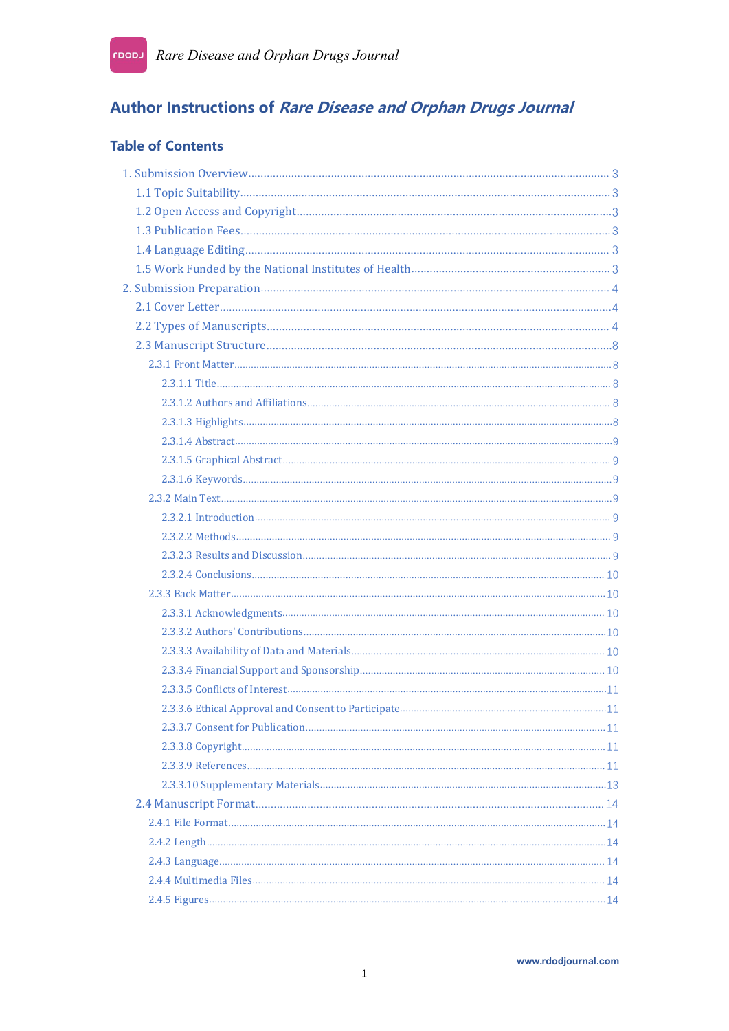# Author Instructions of *Rare Disease and Orphan Drugs Journal*

## Table of Contents

- 1. Submission Overview ........ 3
  - 1.1 Topic Suitability ........ 3
  - 1.2 Open Access and Copyright ........ 3
  - 1.3 Publication Fees ........ 3
  - 1.4 Language Editing ........ 3
  - 1.5 Work Funded by the National Institutes of Health ........ 3
- 2. Submission Preparation ........ 4
  - 2.1 Cover Letter ........ 4
  - 2.2 Types of Manuscripts ........ 4
  - 2.3 Manuscript Structure ........ 8
    - 2.3.1 Front Matter ........ 8
      - 2.3.1.1 Title ........ 8
      - 2.3.1.2 Authors and Affiliations ........ 8
      - 2.3.1.3 Highlights ........ 8
      - 2.3.1.4 Abstract ........ 9
      - 2.3.1.5 Graphical Abstract ........ 9
      - 2.3.1.6 Keywords ........ 9
    - 2.3.2 Main Text ........ 9
      - 2.3.2.1 Introduction ........ 9
      - 2.3.2.2 Methods ........ 9
      - 2.3.2.3 Results and Discussion ........ 9
      - 2.3.2.4 Conclusions ........ 10
    - 2.3.3 Back Matter ........ 10
      - 2.3.3.1 Acknowledgments ........ 10
      - 2.3.3.2 Authors' Contributions ........ 10
      - 2.3.3.3 Availability of Data and Materials ........ 10
      - 2.3.3.4 Financial Support and Sponsorship ........ 10
      - 2.3.3.5 Conflicts of Interest ........ 11
      - 2.3.3.6 Ethical Approval and Consent to Participate ........ 11
      - 2.3.3.7 Consent for Publication ........ 11
      - 2.3.3.8 Copyright ........ 11
      - 2.3.3.9 References ........ 11
      - 2.3.3.10 Supplementary Materials ........ 13
  - 2.4 Manuscript Format ........ 14
    - 2.4.1 File Format ........ 14
    - 2.4.2 Length ........ 14
    - 2.4.3 Language ........ 14
    - 2.4.4 Multimedia Files ........ 14
    - 2.4.5 Figures ........ 14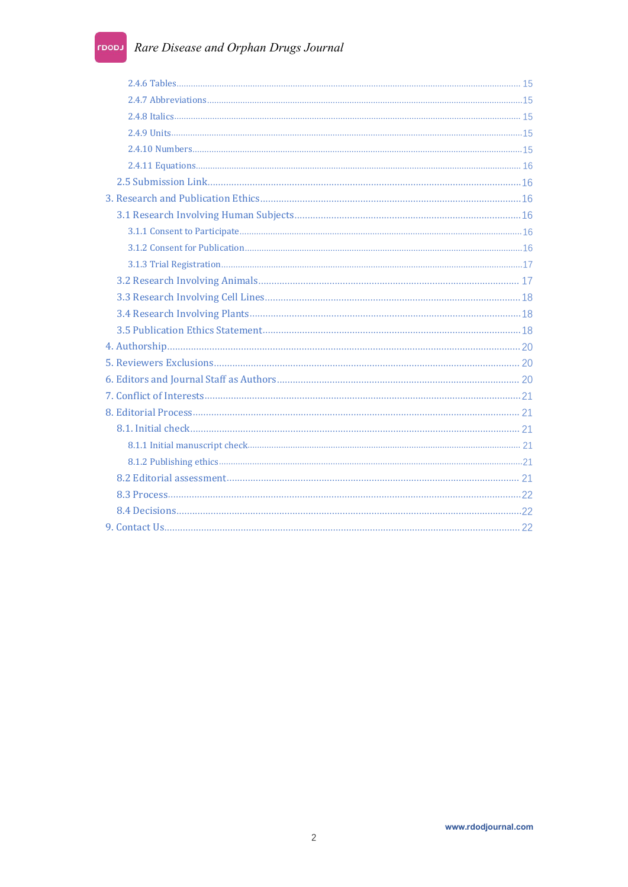- 2.4.6 Tables ... 15
- 2.4.7 Abbreviations ... 15
- 2.4.8 Italics ... 15
- 2.4.9 Units ... 15
- 2.4.10 Numbers ... 15
- 2.4.11 Equations ... 16

2.5 Submission Link ... 16

3. Research and Publication Ethics ... 16

3.1 Research Involving Human Subjects ... 16

- 3.1.1 Consent to Participate ... 16
- 3.1.2 Consent for Publication ... 16
- 3.1.3 Trial Registration ... 17

3.2 Research Involving Animals ... 17

3.3 Research Involving Cell Lines ... 18

3.4 Research Involving Plants ... 18

3.5 Publication Ethics Statement ... 18

4. Authorship ... 20

5. Reviewers Exclusions ... 20

6. Editors and Journal Staff as Authors ... 20

7. Conflict of Interests ... 21

8. Editorial Process ... 21

8.1. Initial check ... 21

- 8.1.1 Initial manuscript check ... 21
- 8.1.2 Publishing ethics ... 21

8.2 Editorial assessment ... 21

8.3 Process ... 22

8.4 Decisions ... 22

9. Contact Us ... 22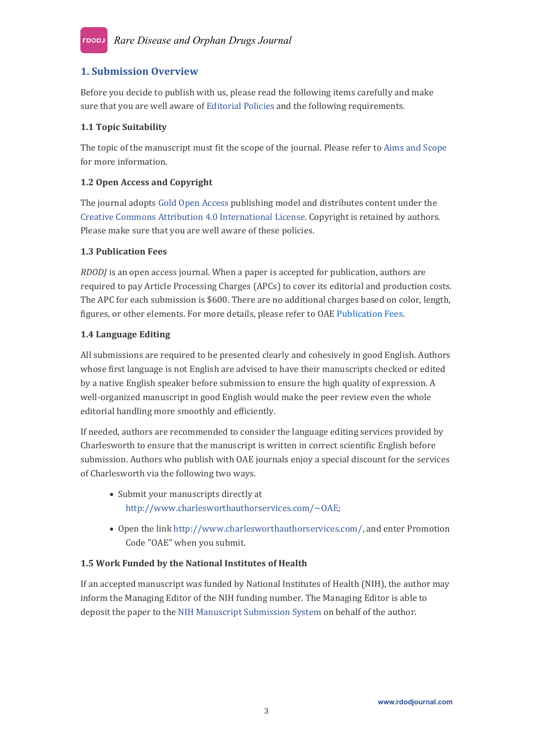## 1. Submission Overview

Before you decide to publish with us, please read the following items carefully and make sure that you are well aware of Editorial Policies and the following requirements.

### 1.1 Topic Suitability

The topic of the manuscript must fit the scope of the journal. Please refer to Aims and Scope for more information.

### 1.2 Open Access and Copyright

The journal adopts Gold Open Access publishing model and distributes content under the Creative Commons Attribution 4.0 International License. Copyright is retained by authors. Please make sure that you are well aware of these policies.

### 1.3 Publication Fees

*RDODJ* is an open access journal. When a paper is accepted for publication, authors are required to pay Article Processing Charges (APCs) to cover its editorial and production costs. The APC for each submission is $600. There are no additional charges based on color, length, figures, or other elements. For more details, please refer to OAE Publication Fees.

### 1.4 Language Editing

All submissions are required to be presented clearly and cohesively in good English. Authors whose first language is not English are advised to have their manuscripts checked or edited by a native English speaker before submission to ensure the high quality of expression. A well-organized manuscript in good English would make the peer review even the whole editorial handling more smoothly and efficiently.

If needed, authors are recommended to consider the language editing services provided by Charlesworth to ensure that the manuscript is written in correct scientific English before submission. Authors who publish with OAE journals enjoy a special discount for the services of Charlesworth via the following two ways.

- Submit your manuscripts directly at http://www.charlesworthauthorservices.com/~OAE;
- Open the link http://www.charlesworthauthorservices.com/, and enter Promotion Code "OAE" when you submit.

### 1.5 Work Funded by the National Institutes of Health

If an accepted manuscript was funded by National Institutes of Health (NIH), the author may inform the Managing Editor of the NIH funding number. The Managing Editor is able to deposit the paper to the NIH Manuscript Submission System on behalf of the author.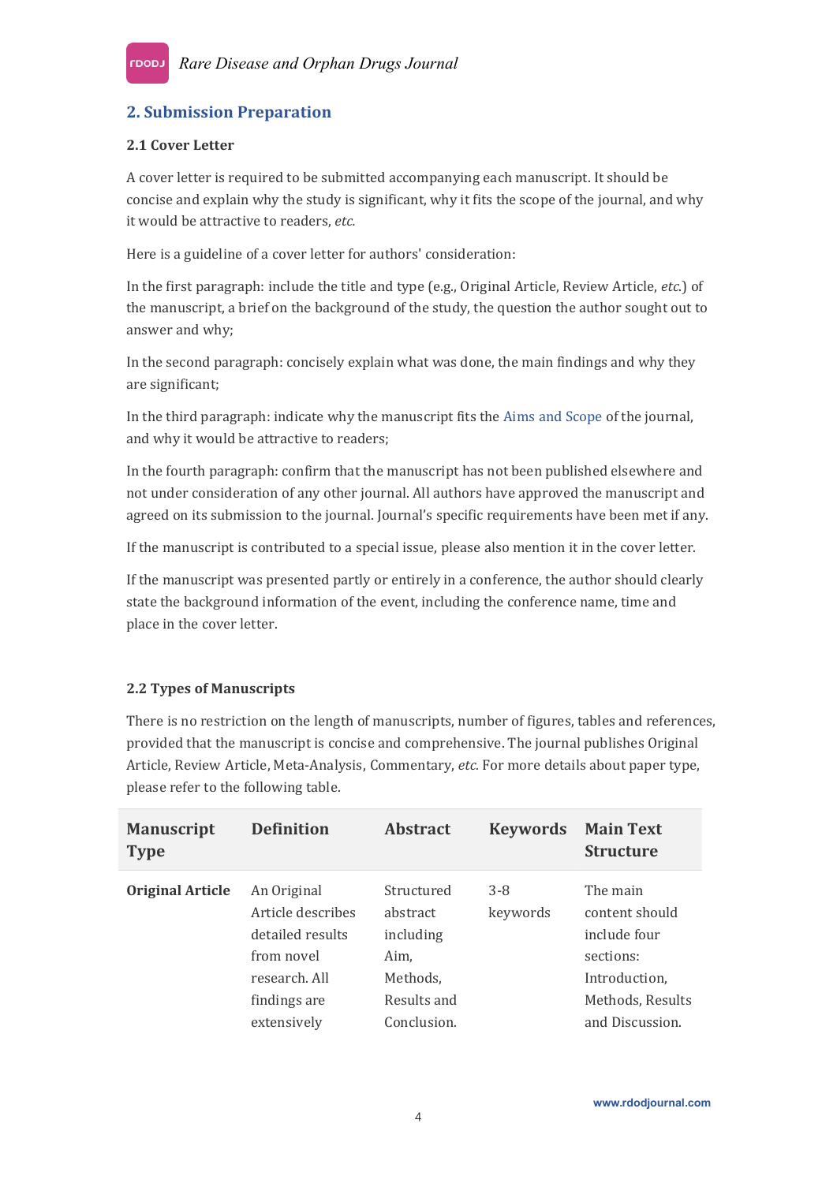## 2. Submission Preparation

### 2.1 Cover Letter

A cover letter is required to be submitted accompanying each manuscript. It should be concise and explain why the study is significant, why it fits the scope of the journal, and why it would be attractive to readers, *etc.*

Here is a guideline of a cover letter for authors' consideration:

In the first paragraph: include the title and type (e.g., Original Article, Review Article, *etc.*) of the manuscript, a brief on the background of the study, the question the author sought out to answer and why;

In the second paragraph: concisely explain what was done, the main findings and why they are significant;

In the third paragraph: indicate why the manuscript fits the Aims and Scope of the journal, and why it would be attractive to readers;

In the fourth paragraph: confirm that the manuscript has not been published elsewhere and not under consideration of any other journal. All authors have approved the manuscript and agreed on its submission to the journal. Journal's specific requirements have been met if any.

If the manuscript is contributed to a special issue, please also mention it in the cover letter.

If the manuscript was presented partly or entirely in a conference, the author should clearly state the background information of the event, including the conference name, time and place in the cover letter.

### 2.2 Types of Manuscripts

There is no restriction on the length of manuscripts, number of figures, tables and references, provided that the manuscript is concise and comprehensive. The journal publishes Original Article, Review Article, Meta-Analysis, Commentary, *etc.* For more details about paper type, please refer to the following table.

| Manuscript Type | Definition | Abstract | Keywords | Main Text Structure |
|---|---|---|---|---|
| **Original Article** | An Original Article describes detailed results from novel research. All findings are extensively | Structured abstract including Aim, Methods, Results and Conclusion. | 3-8 keywords | The main content should include four sections: Introduction, Methods, Results and Discussion. |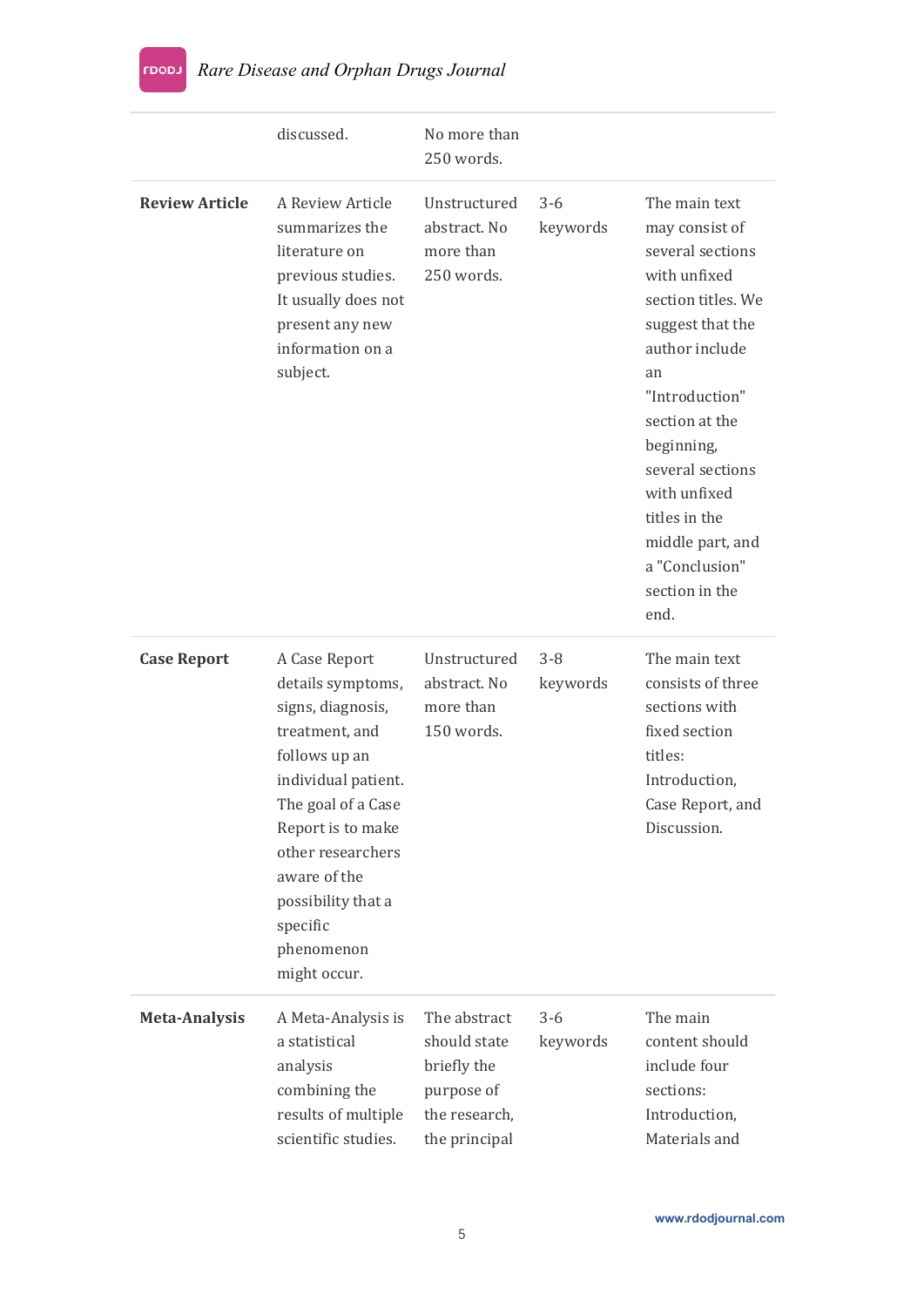| | discussed. | No more than 250 words. | | |
|---|---|---|---|---|
| **Review Article** | A Review Article summarizes the literature on previous studies. It usually does not present any new information on a subject. | Unstructured abstract. No more than 250 words. | 3-6 keywords | The main text may consist of several sections with unfixed section titles. We suggest that the author include an "Introduction" section at the beginning, several sections with unfixed titles in the middle part, and a "Conclusion" section in the end. |
| **Case Report** | A Case Report details symptoms, signs, diagnosis, treatment, and follows up an individual patient. The goal of a Case Report is to make other researchers aware of the possibility that a specific phenomenon might occur. | Unstructured abstract. No more than 150 words. | 3-8 keywords | The main text consists of three sections with fixed section titles: Introduction, Case Report, and Discussion. |
| **Meta-Analysis** | A Meta-Analysis is a statistical analysis combining the results of multiple scientific studies. | The abstract should state briefly the purpose of the research, the principal | 3-6 keywords | The main content should include four sections: Introduction, Materials and |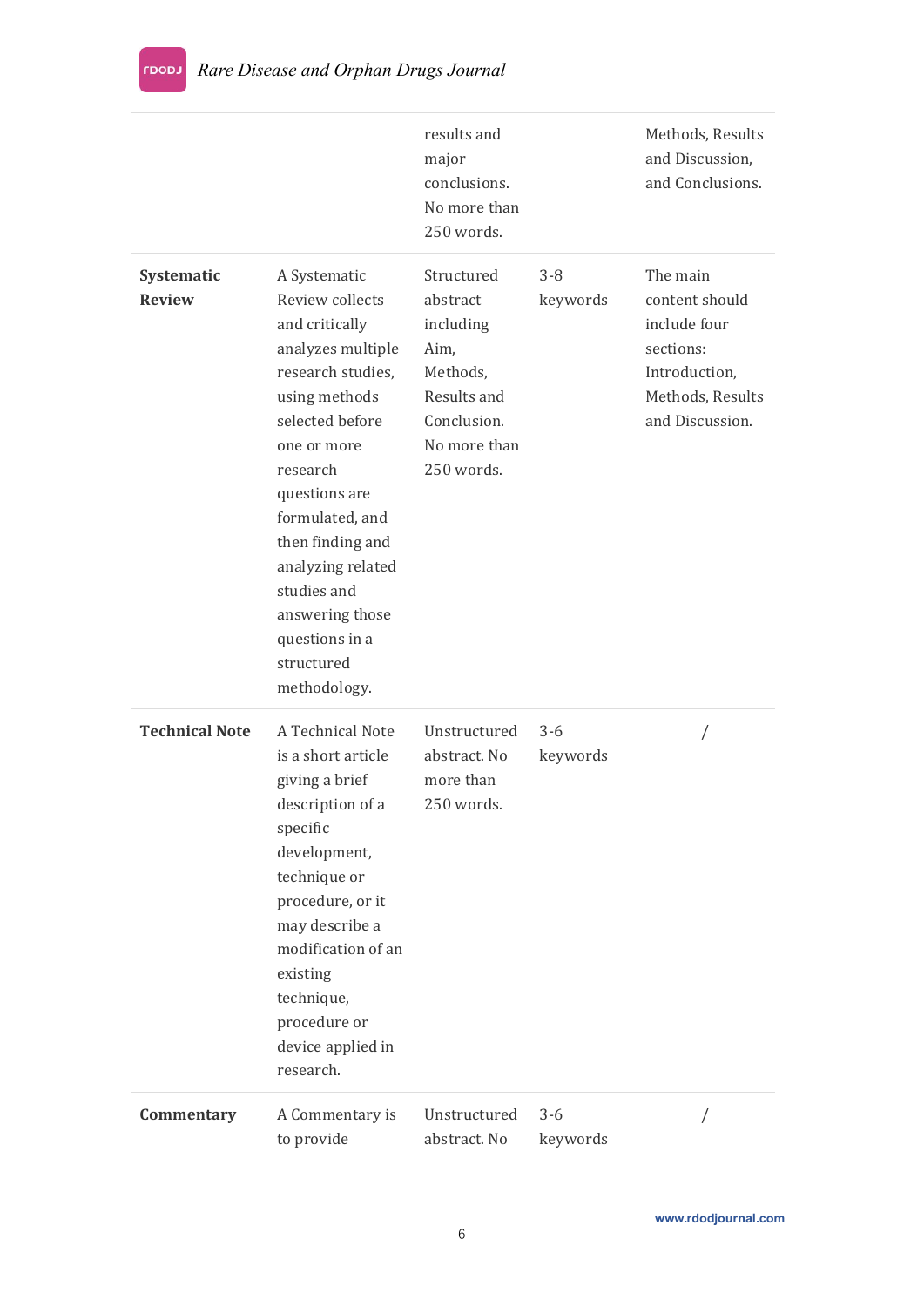| | | | | |
|---|---|---|---|---|
| | | results and major conclusions. No more than 250 words. | | Methods, Results and Discussion, and Conclusions. |
| **Systematic Review** | A Systematic Review collects and critically analyzes multiple research studies, using methods selected before one or more research questions are formulated, and then finding and analyzing related studies and answering those questions in a structured methodology. | Structured abstract including Aim, Methods, Results and Conclusion. No more than 250 words. | 3-8 keywords | The main content should include four sections: Introduction, Methods, Results and Discussion. |
| **Technical Note** | A Technical Note is a short article giving a brief description of a specific development, technique or procedure, or it may describe a modification of an existing technique, procedure or device applied in research. | Unstructured abstract. No more than 250 words. | 3-6 keywords | / |
| **Commentary** | A Commentary is to provide | Unstructured abstract. No | 3-6 keywords | / |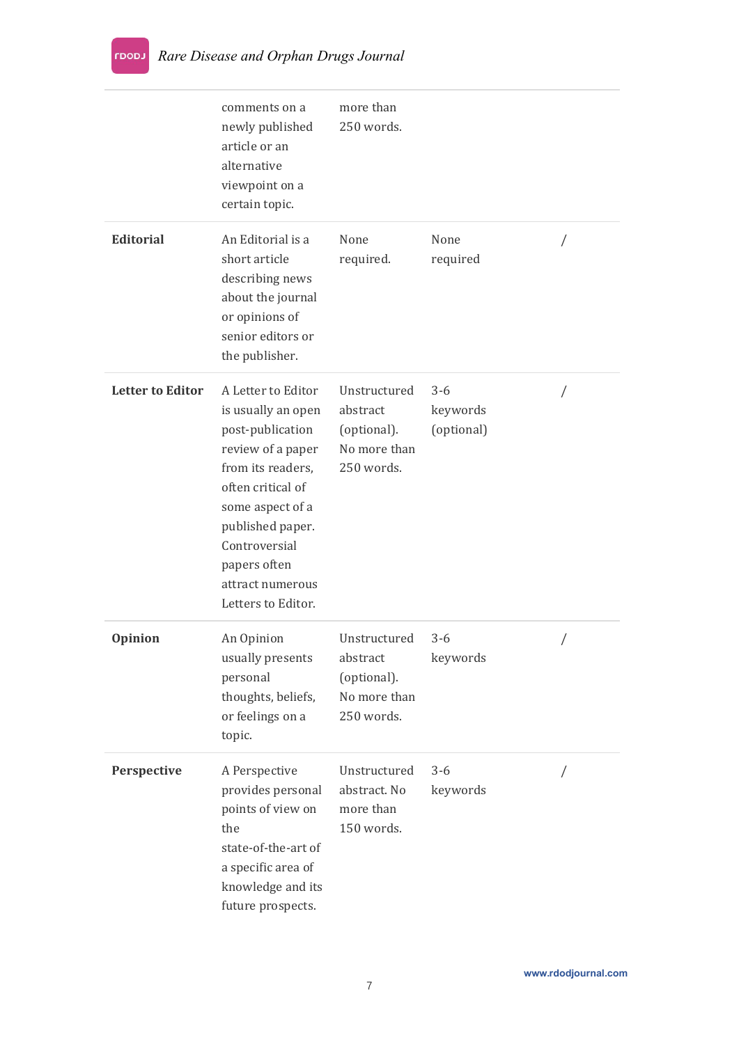|  | comments on a newly published article or an alternative viewpoint on a certain topic. | more than 250 words. |  |  |
|---|---|---|---|---|
| **Editorial** | An Editorial is a short article describing news about the journal or opinions of senior editors or the publisher. | None required. | None required | / |
| **Letter to Editor** | A Letter to Editor is usually an open post-publication review of a paper from its readers, often critical of some aspect of a published paper. Controversial papers often attract numerous Letters to Editor. | Unstructured abstract (optional). No more than 250 words. | 3-6 keywords (optional) | / |
| **Opinion** | An Opinion usually presents personal thoughts, beliefs, or feelings on a topic. | Unstructured abstract (optional). No more than 250 words. | 3-6 keywords | / |
| **Perspective** | A Perspective provides personal points of view on the state-of-the-art of a specific area of knowledge and its future prospects. | Unstructured abstract. No more than 150 words. | 3-6 keywords | / |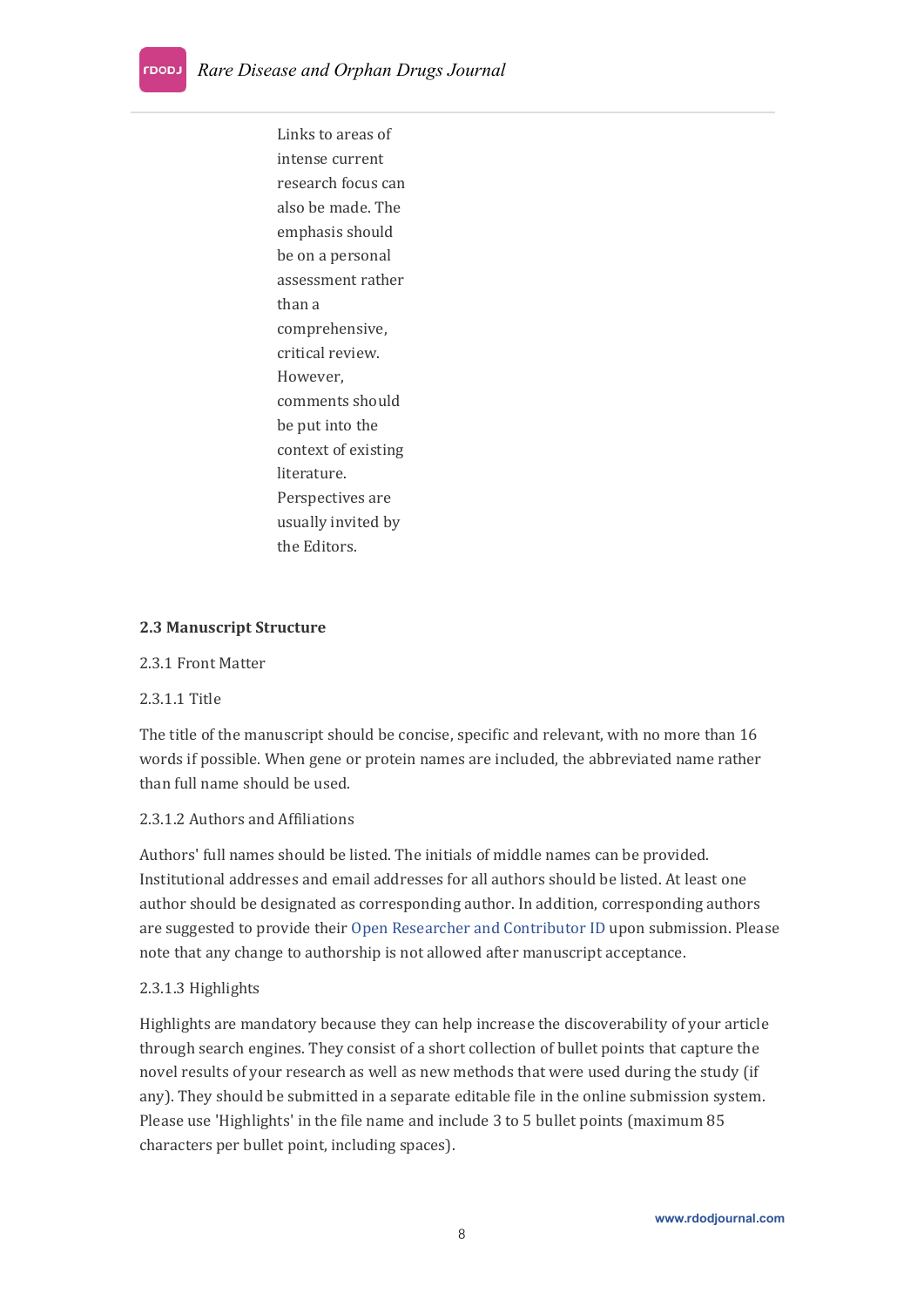Links to areas of intense current research focus can also be made. The emphasis should be on a personal assessment rather than a comprehensive, critical review. However, comments should be put into the context of existing literature. Perspectives are usually invited by the Editors.

### 2.3 Manuscript Structure

2.3.1 Front Matter

2.3.1.1 Title

The title of the manuscript should be concise, specific and relevant, with no more than 16 words if possible. When gene or protein names are included, the abbreviated name rather than full name should be used.

2.3.1.2 Authors and Affiliations

Authors' full names should be listed. The initials of middle names can be provided. Institutional addresses and email addresses for all authors should be listed. At least one author should be designated as corresponding author. In addition, corresponding authors are suggested to provide their Open Researcher and Contributor ID upon submission. Please note that any change to authorship is not allowed after manuscript acceptance.

2.3.1.3 Highlights

Highlights are mandatory because they can help increase the discoverability of your article through search engines. They consist of a short collection of bullet points that capture the novel results of your research as well as new methods that were used during the study (if any). They should be submitted in a separate editable file in the online submission system. Please use 'Highlights' in the file name and include 3 to 5 bullet points (maximum 85 characters per bullet point, including spaces).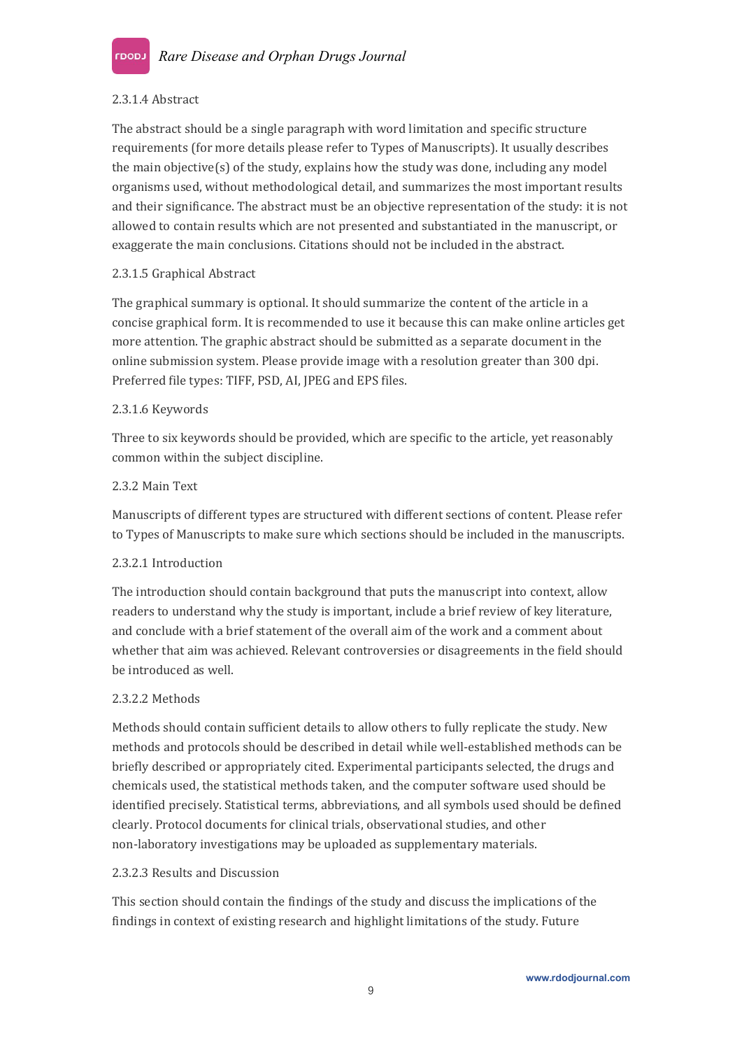#### 2.3.1.4 Abstract

The abstract should be a single paragraph with word limitation and specific structure requirements (for more details please refer to Types of Manuscripts). It usually describes the main objective(s) of the study, explains how the study was done, including any model organisms used, without methodological detail, and summarizes the most important results and their significance. The abstract must be an objective representation of the study: it is not allowed to contain results which are not presented and substantiated in the manuscript, or exaggerate the main conclusions. Citations should not be included in the abstract.

#### 2.3.1.5 Graphical Abstract

The graphical summary is optional. It should summarize the content of the article in a concise graphical form. It is recommended to use it because this can make online articles get more attention. The graphic abstract should be submitted as a separate document in the online submission system. Please provide image with a resolution greater than 300 dpi. Preferred file types: TIFF, PSD, AI, JPEG and EPS files.

#### 2.3.1.6 Keywords

Three to six keywords should be provided, which are specific to the article, yet reasonably common within the subject discipline.

### 2.3.2 Main Text

Manuscripts of different types are structured with different sections of content. Please refer to Types of Manuscripts to make sure which sections should be included in the manuscripts.

#### 2.3.2.1 Introduction

The introduction should contain background that puts the manuscript into context, allow readers to understand why the study is important, include a brief review of key literature, and conclude with a brief statement of the overall aim of the work and a comment about whether that aim was achieved. Relevant controversies or disagreements in the field should be introduced as well.

#### 2.3.2.2 Methods

Methods should contain sufficient details to allow others to fully replicate the study. New methods and protocols should be described in detail while well-established methods can be briefly described or appropriately cited. Experimental participants selected, the drugs and chemicals used, the statistical methods taken, and the computer software used should be identified precisely. Statistical terms, abbreviations, and all symbols used should be defined clearly. Protocol documents for clinical trials, observational studies, and other non-laboratory investigations may be uploaded as supplementary materials.

#### 2.3.2.3 Results and Discussion

This section should contain the findings of the study and discuss the implications of the findings in context of existing research and highlight limitations of the study. Future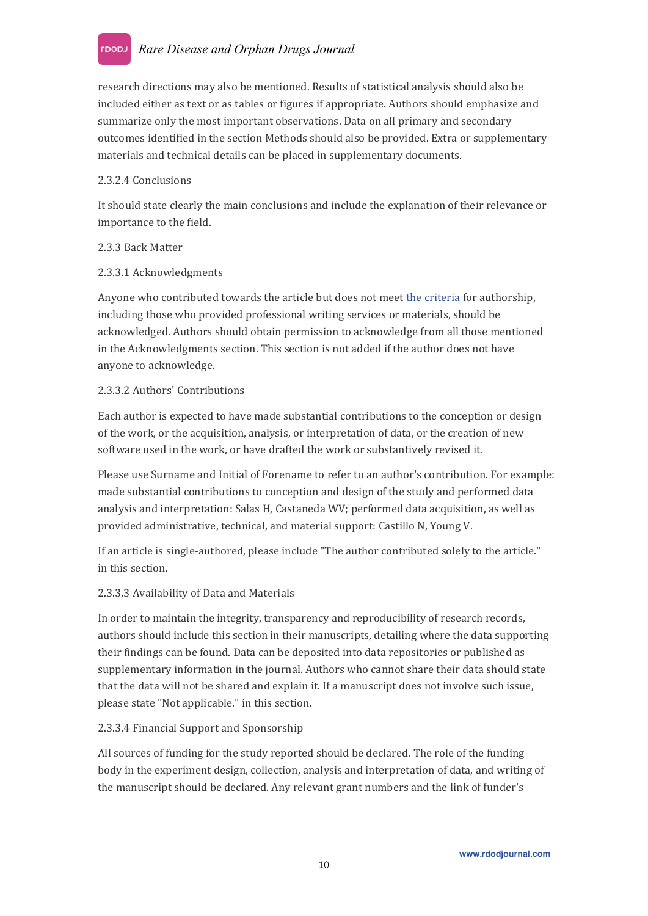research directions may also be mentioned. Results of statistical analysis should also be included either as text or as tables or figures if appropriate. Authors should emphasize and summarize only the most important observations. Data on all primary and secondary outcomes identified in the section Methods should also be provided. Extra or supplementary materials and technical details can be placed in supplementary documents.

#### 2.3.2.4 Conclusions

It should state clearly the main conclusions and include the explanation of their relevance or importance to the field.

### 2.3.3 Back Matter

#### 2.3.3.1 Acknowledgments

Anyone who contributed towards the article but does not meet the criteria for authorship, including those who provided professional writing services or materials, should be acknowledged. Authors should obtain permission to acknowledge from all those mentioned in the Acknowledgments section. This section is not added if the author does not have anyone to acknowledge.

#### 2.3.3.2 Authors' Contributions

Each author is expected to have made substantial contributions to the conception or design of the work, or the acquisition, analysis, or interpretation of data, or the creation of new software used in the work, or have drafted the work or substantively revised it.

Please use Surname and Initial of Forename to refer to an author's contribution. For example: made substantial contributions to conception and design of the study and performed data analysis and interpretation: Salas H, Castaneda WV; performed data acquisition, as well as provided administrative, technical, and material support: Castillo N, Young V.

If an article is single-authored, please include "The author contributed solely to the article." in this section.

#### 2.3.3.3 Availability of Data and Materials

In order to maintain the integrity, transparency and reproducibility of research records, authors should include this section in their manuscripts, detailing where the data supporting their findings can be found. Data can be deposited into data repositories or published as supplementary information in the journal. Authors who cannot share their data should state that the data will not be shared and explain it. If a manuscript does not involve such issue, please state "Not applicable." in this section.

#### 2.3.3.4 Financial Support and Sponsorship

All sources of funding for the study reported should be declared. The role of the funding body in the experiment design, collection, analysis and interpretation of data, and writing of the manuscript should be declared. Any relevant grant numbers and the link of funder's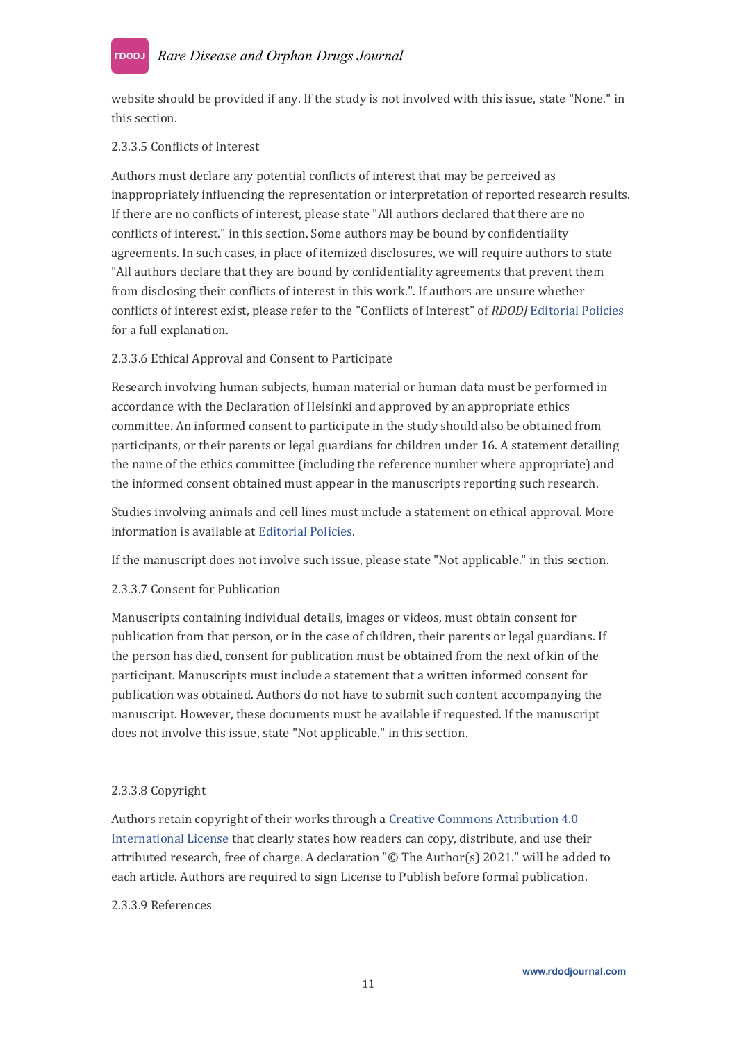website should be provided if any. If the study is not involved with this issue, state "None." in this section.

#### 2.3.3.5 Conflicts of Interest

Authors must declare any potential conflicts of interest that may be perceived as inappropriately influencing the representation or interpretation of reported research results. If there are no conflicts of interest, please state "All authors declared that there are no conflicts of interest." in this section. Some authors may be bound by confidentiality agreements. In such cases, in place of itemized disclosures, we will require authors to state "All authors declare that they are bound by confidentiality agreements that prevent them from disclosing their conflicts of interest in this work.". If authors are unsure whether conflicts of interest exist, please refer to the "Conflicts of Interest" of *RDODJ* Editorial Policies for a full explanation.

#### 2.3.3.6 Ethical Approval and Consent to Participate

Research involving human subjects, human material or human data must be performed in accordance with the Declaration of Helsinki and approved by an appropriate ethics committee. An informed consent to participate in the study should also be obtained from participants, or their parents or legal guardians for children under 16. A statement detailing the name of the ethics committee (including the reference number where appropriate) and the informed consent obtained must appear in the manuscripts reporting such research.

Studies involving animals and cell lines must include a statement on ethical approval. More information is available at Editorial Policies.

If the manuscript does not involve such issue, please state "Not applicable." in this section.

#### 2.3.3.7 Consent for Publication

Manuscripts containing individual details, images or videos, must obtain consent for publication from that person, or in the case of children, their parents or legal guardians. If the person has died, consent for publication must be obtained from the next of kin of the participant. Manuscripts must include a statement that a written informed consent for publication was obtained. Authors do not have to submit such content accompanying the manuscript. However, these documents must be available if requested. If the manuscript does not involve this issue, state "Not applicable." in this section.

#### 2.3.3.8 Copyright

Authors retain copyright of their works through a Creative Commons Attribution 4.0 International License that clearly states how readers can copy, distribute, and use their attributed research, free of charge. A declaration "© The Author(s) 2021." will be added to each article. Authors are required to sign License to Publish before formal publication.

#### 2.3.3.9 References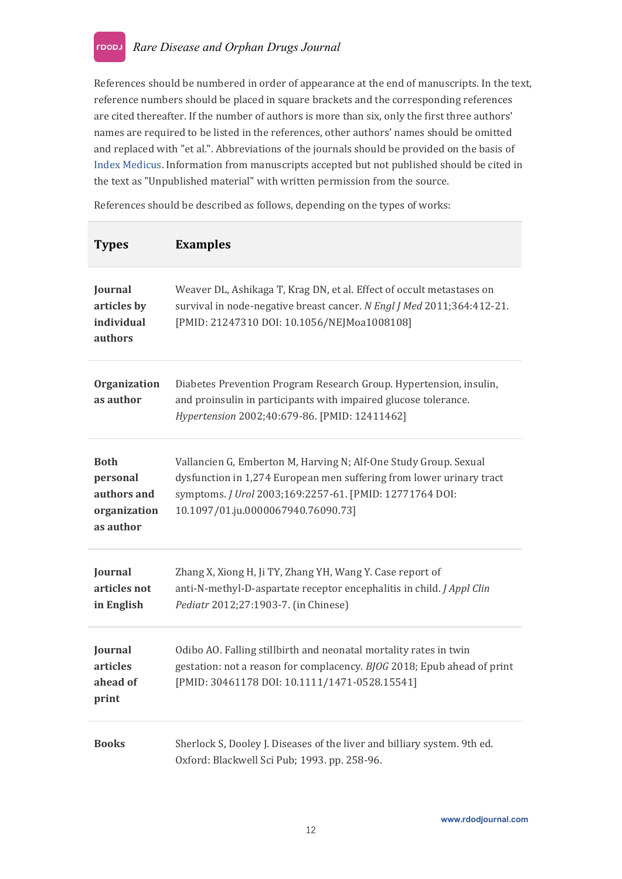References should be numbered in order of appearance at the end of manuscripts. In the text, reference numbers should be placed in square brackets and the corresponding references are cited thereafter. If the number of authors is more than six, only the first three authors' names are required to be listed in the references, other authors' names should be omitted and replaced with "et al.". Abbreviations of the journals should be provided on the basis of Index Medicus. Information from manuscripts accepted but not published should be cited in the text as "Unpublished material" with written permission from the source.

References should be described as follows, depending on the types of works:

| **Types** | **Examples** |
|---|---|
| **Journal articles by individual authors** | Weaver DL, Ashikaga T, Krag DN, et al. Effect of occult metastases on survival in node-negative breast cancer. *N Engl J Med* 2011;364:412-21. [PMID: 21247310 DOI: 10.1056/NEJMoa1008108] |
| **Organization as author** | Diabetes Prevention Program Research Group. Hypertension, insulin, and proinsulin in participants with impaired glucose tolerance. *Hypertension* 2002;40:679-86. [PMID: 12411462] |
| **Both personal authors and organization as author** | Vallancien G, Emberton M, Harving N; Alf-One Study Group. Sexual dysfunction in 1,274 European men suffering from lower urinary tract symptoms. *J Urol* 2003;169:2257-61. [PMID: 12771764 DOI: 10.1097/01.ju.0000067940.76090.73] |
| **Journal articles not in English** | Zhang X, Xiong H, Ji TY, Zhang YH, Wang Y. Case report of anti-N-methyl-D-aspartate receptor encephalitis in child. *J Appl Clin Pediatr* 2012;27:1903-7. (in Chinese) |
| **Journal articles ahead of print** | Odibo AO. Falling stillbirth and neonatal mortality rates in twin gestation: not a reason for complacency. *BJOG* 2018; Epub ahead of print [PMID: 30461178 DOI: 10.1111/1471-0528.15541] |
| **Books** | Sherlock S, Dooley J. Diseases of the liver and billiary system. 9th ed. Oxford: Blackwell Sci Pub; 1993. pp. 258-96. |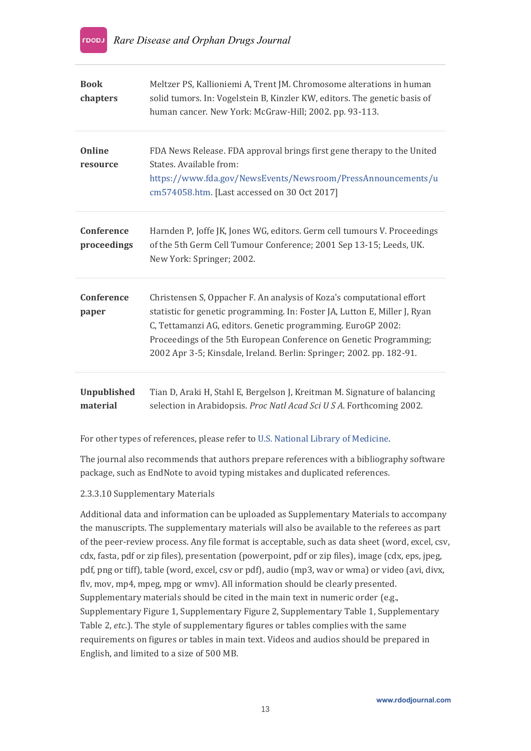| | |
|---|---|
| **Book chapters** | Meltzer PS, Kallioniemi A, Trent JM. Chromosome alterations in human solid tumors. In: Vogelstein B, Kinzler KW, editors. The genetic basis of human cancer. New York: McGraw-Hill; 2002. pp. 93-113. |
| **Online resource** | FDA News Release. FDA approval brings first gene therapy to the United States. Available from: https://www.fda.gov/NewsEvents/Newsroom/PressAnnouncements/ucm574058.htm. [Last accessed on 30 Oct 2017] |
| **Conference proceedings** | Harnden P, Joffe JK, Jones WG, editors. Germ cell tumours V. Proceedings of the 5th Germ Cell Tumour Conference; 2001 Sep 13-15; Leeds, UK. New York: Springer; 2002. |
| **Conference paper** | Christensen S, Oppacher F. An analysis of Koza's computational effort statistic for genetic programming. In: Foster JA, Lutton E, Miller J, Ryan C, Tettamanzi AG, editors. Genetic programming. EuroGP 2002: Proceedings of the 5th European Conference on Genetic Programming; 2002 Apr 3-5; Kinsdale, Ireland. Berlin: Springer; 2002. pp. 182-91. |
| **Unpublished material** | Tian D, Araki H, Stahl E, Bergelson J, Kreitman M. Signature of balancing selection in Arabidopsis. *Proc Natl Acad Sci U S A*. Forthcoming 2002. |

For other types of references, please refer to U.S. National Library of Medicine.

The journal also recommends that authors prepare references with a bibliography software package, such as EndNote to avoid typing mistakes and duplicated references.

2.3.3.10 Supplementary Materials

Additional data and information can be uploaded as Supplementary Materials to accompany the manuscripts. The supplementary materials will also be available to the referees as part of the peer-review process. Any file format is acceptable, such as data sheet (word, excel, csv, cdx, fasta, pdf or zip files), presentation (powerpoint, pdf or zip files), image (cdx, eps, jpeg, pdf, png or tiff), table (word, excel, csv or pdf), audio (mp3, wav or wma) or video (avi, divx, flv, mov, mp4, mpeg, mpg or wmv). All information should be clearly presented. Supplementary materials should be cited in the main text in numeric order (e.g., Supplementary Figure 1, Supplementary Figure 2, Supplementary Table 1, Supplementary Table 2, *etc.*). The style of supplementary figures or tables complies with the same requirements on figures or tables in main text. Videos and audios should be prepared in English, and limited to a size of 500 MB.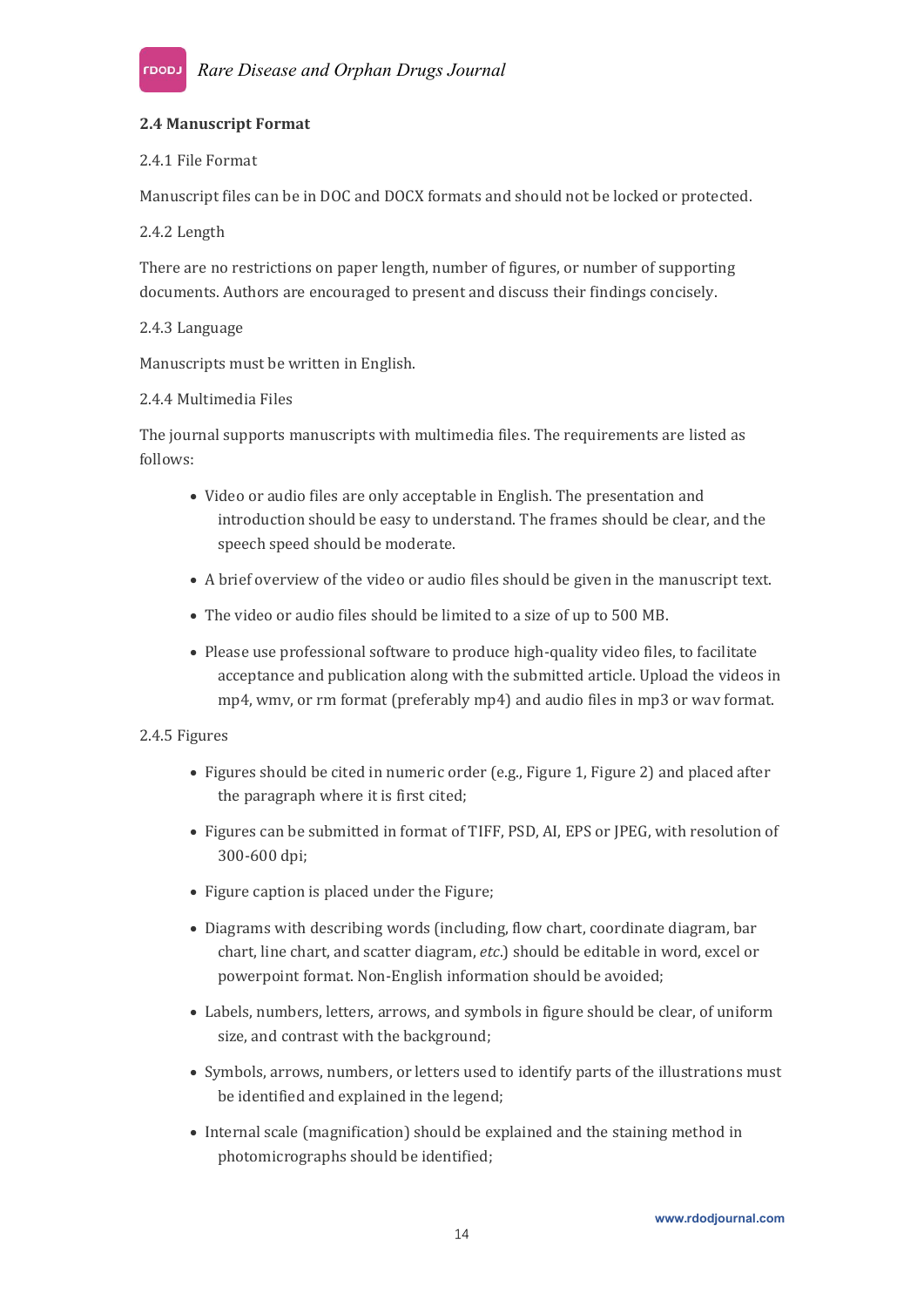## 2.4 Manuscript Format

2.4.1 File Format

Manuscript files can be in DOC and DOCX formats and should not be locked or protected.

2.4.2 Length

There are no restrictions on paper length, number of figures, or number of supporting documents. Authors are encouraged to present and discuss their findings concisely.

2.4.3 Language

Manuscripts must be written in English.

2.4.4 Multimedia Files

The journal supports manuscripts with multimedia files. The requirements are listed as follows:

- Video or audio files are only acceptable in English. The presentation and introduction should be easy to understand. The frames should be clear, and the speech speed should be moderate.
- A brief overview of the video or audio files should be given in the manuscript text.
- The video or audio files should be limited to a size of up to 500 MB.
- Please use professional software to produce high-quality video files, to facilitate acceptance and publication along with the submitted article. Upload the videos in mp4, wmv, or rm format (preferably mp4) and audio files in mp3 or wav format.

2.4.5 Figures

- Figures should be cited in numeric order (e.g., Figure 1, Figure 2) and placed after the paragraph where it is first cited;
- Figures can be submitted in format of TIFF, PSD, AI, EPS or JPEG, with resolution of 300-600 dpi;
- Figure caption is placed under the Figure;
- Diagrams with describing words (including, flow chart, coordinate diagram, bar chart, line chart, and scatter diagram, *etc*.) should be editable in word, excel or powerpoint format. Non-English information should be avoided;
- Labels, numbers, letters, arrows, and symbols in figure should be clear, of uniform size, and contrast with the background;
- Symbols, arrows, numbers, or letters used to identify parts of the illustrations must be identified and explained in the legend;
- Internal scale (magnification) should be explained and the staining method in photomicrographs should be identified;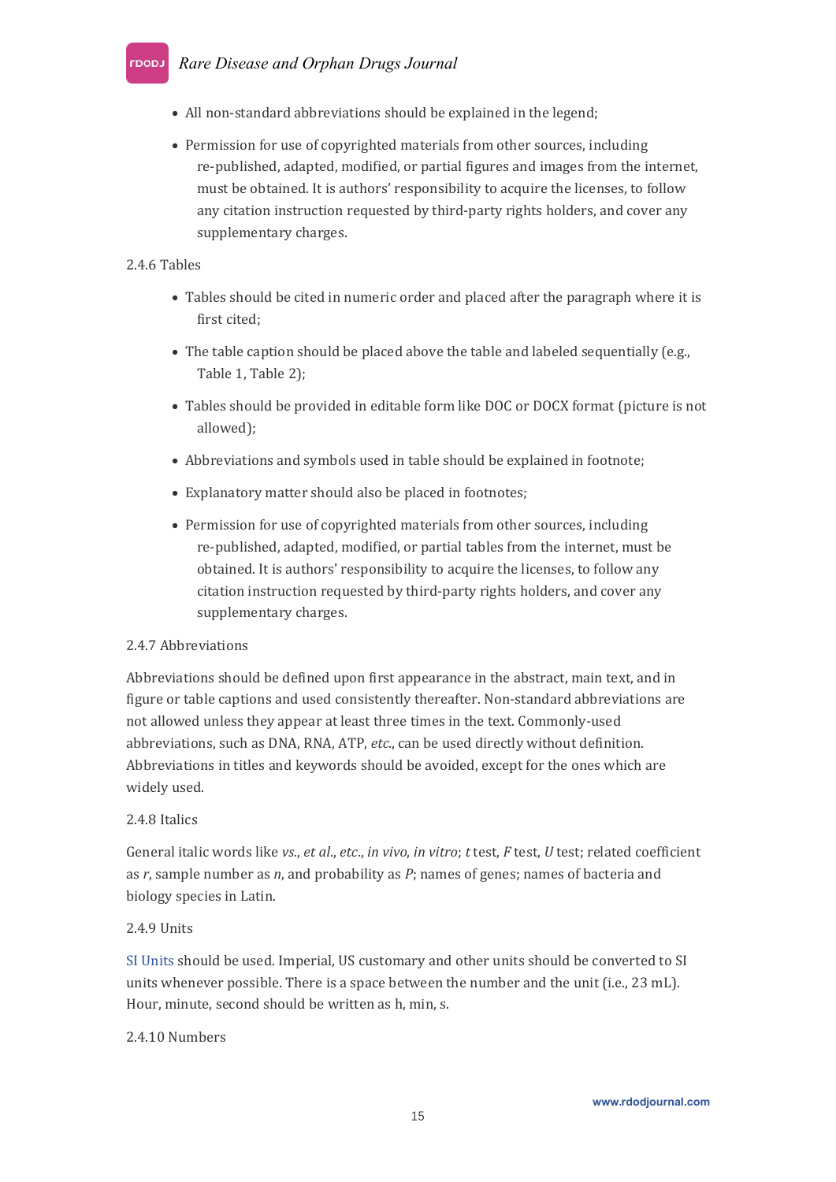- All non-standard abbreviations should be explained in the legend;
- Permission for use of copyrighted materials from other sources, including re-published, adapted, modified, or partial figures and images from the internet, must be obtained. It is authors' responsibility to acquire the licenses, to follow any citation instruction requested by third-party rights holders, and cover any supplementary charges.

2.4.6 Tables

- Tables should be cited in numeric order and placed after the paragraph where it is first cited;
- The table caption should be placed above the table and labeled sequentially (e.g., Table 1, Table 2);
- Tables should be provided in editable form like DOC or DOCX format (picture is not allowed);
- Abbreviations and symbols used in table should be explained in footnote;
- Explanatory matter should also be placed in footnotes;
- Permission for use of copyrighted materials from other sources, including re-published, adapted, modified, or partial tables from the internet, must be obtained. It is authors' responsibility to acquire the licenses, to follow any citation instruction requested by third-party rights holders, and cover any supplementary charges.

2.4.7 Abbreviations

Abbreviations should be defined upon first appearance in the abstract, main text, and in figure or table captions and used consistently thereafter. Non-standard abbreviations are not allowed unless they appear at least three times in the text. Commonly-used abbreviations, such as DNA, RNA, ATP, *etc*., can be used directly without definition. Abbreviations in titles and keywords should be avoided, except for the ones which are widely used.

2.4.8 Italics

General italic words like *vs*., *et al*., *etc*., *in vivo*, *in vitro*; *t* test, *F* test, *U* test; related coefficient as *r*, sample number as *n*, and probability as *P*; names of genes; names of bacteria and biology species in Latin.

2.4.9 Units

SI Units should be used. Imperial, US customary and other units should be converted to SI units whenever possible. There is a space between the number and the unit (i.e., 23 mL). Hour, minute, second should be written as h, min, s.

2.4.10 Numbers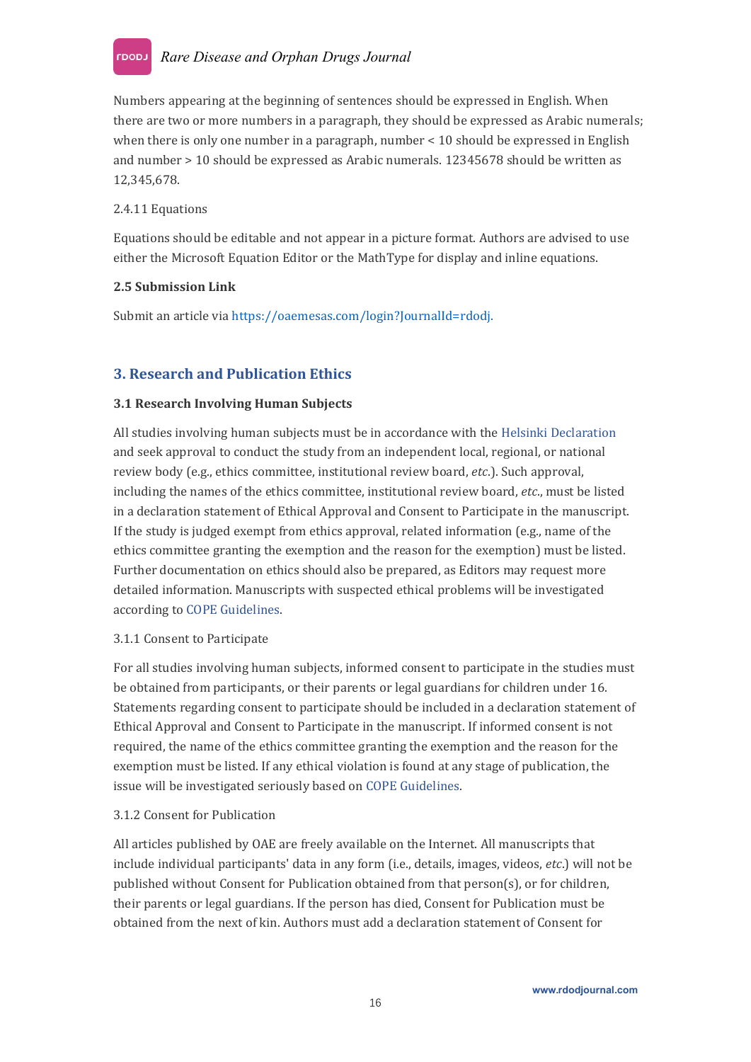Numbers appearing at the beginning of sentences should be expressed in English. When there are two or more numbers in a paragraph, they should be expressed as Arabic numerals; when there is only one number in a paragraph, number < 10 should be expressed in English and number > 10 should be expressed as Arabic numerals. 12345678 should be written as 12,345,678.

2.4.11 Equations

Equations should be editable and not appear in a picture format. Authors are advised to use either the Microsoft Equation Editor or the MathType for display and inline equations.

**2.5 Submission Link**

Submit an article via https://oaemesas.com/login?JournalId=rdodj.

## 3. Research and Publication Ethics

**3.1 Research Involving Human Subjects**

All studies involving human subjects must be in accordance with the Helsinki Declaration and seek approval to conduct the study from an independent local, regional, or national review body (e.g., ethics committee, institutional review board, *etc.*). Such approval, including the names of the ethics committee, institutional review board, *etc.*, must be listed in a declaration statement of Ethical Approval and Consent to Participate in the manuscript. If the study is judged exempt from ethics approval, related information (e.g., name of the ethics committee granting the exemption and the reason for the exemption) must be listed. Further documentation on ethics should also be prepared, as Editors may request more detailed information. Manuscripts with suspected ethical problems will be investigated according to COPE Guidelines.

3.1.1 Consent to Participate

For all studies involving human subjects, informed consent to participate in the studies must be obtained from participants, or their parents or legal guardians for children under 16. Statements regarding consent to participate should be included in a declaration statement of Ethical Approval and Consent to Participate in the manuscript. If informed consent is not required, the name of the ethics committee granting the exemption and the reason for the exemption must be listed. If any ethical violation is found at any stage of publication, the issue will be investigated seriously based on COPE Guidelines.

3.1.2 Consent for Publication

All articles published by OAE are freely available on the Internet. All manuscripts that include individual participants' data in any form (i.e., details, images, videos, *etc.*) will not be published without Consent for Publication obtained from that person(s), or for children, their parents or legal guardians. If the person has died, Consent for Publication must be obtained from the next of kin. Authors must add a declaration statement of Consent for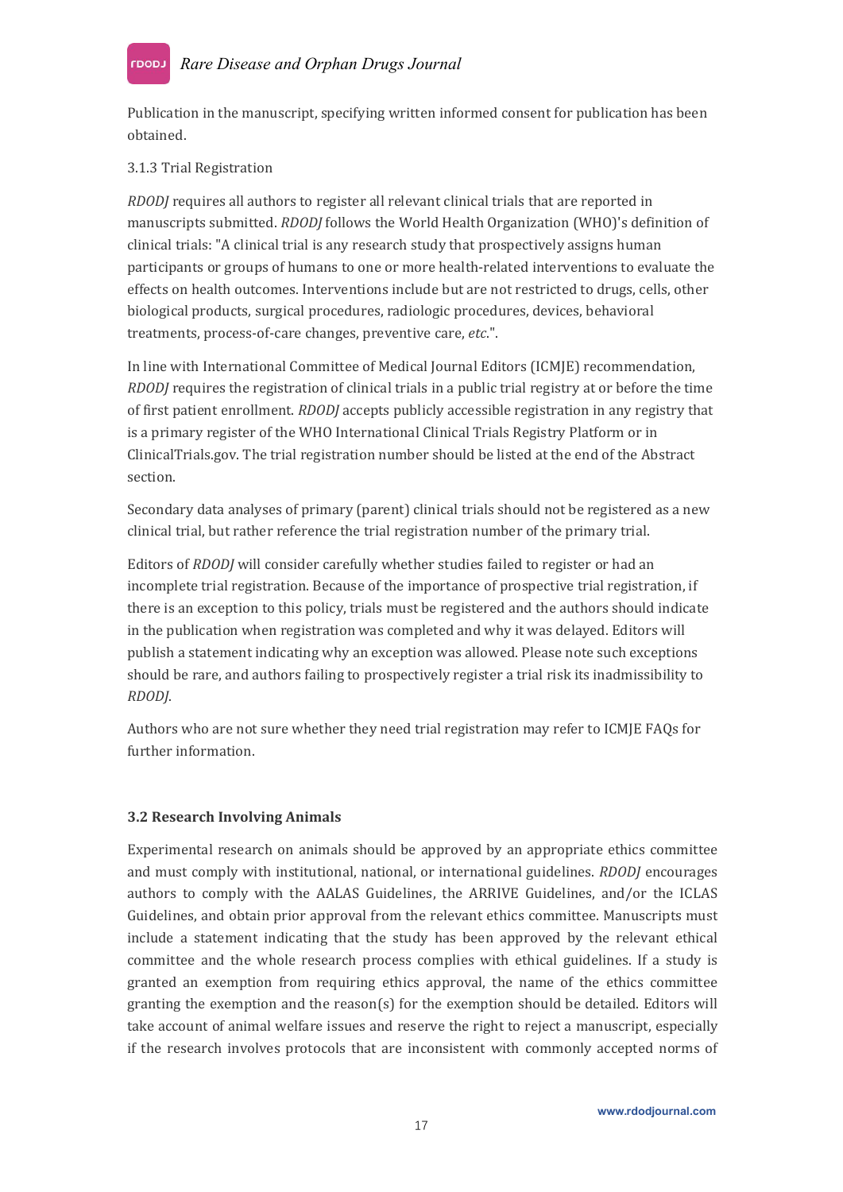Publication in the manuscript, specifying written informed consent for publication has been obtained.

#### 3.1.3 Trial Registration

*RDODJ* requires all authors to register all relevant clinical trials that are reported in manuscripts submitted. *RDODJ* follows the World Health Organization (WHO)'s definition of clinical trials: "A clinical trial is any research study that prospectively assigns human participants or groups of humans to one or more health-related interventions to evaluate the effects on health outcomes. Interventions include but are not restricted to drugs, cells, other biological products, surgical procedures, radiologic procedures, devices, behavioral treatments, process-of-care changes, preventive care, *etc*.".

In line with International Committee of Medical Journal Editors (ICMJE) recommendation, *RDODJ* requires the registration of clinical trials in a public trial registry at or before the time of first patient enrollment. *RDODJ* accepts publicly accessible registration in any registry that is a primary register of the WHO International Clinical Trials Registry Platform or in ClinicalTrials.gov. The trial registration number should be listed at the end of the Abstract section.

Secondary data analyses of primary (parent) clinical trials should not be registered as a new clinical trial, but rather reference the trial registration number of the primary trial.

Editors of *RDODJ* will consider carefully whether studies failed to register or had an incomplete trial registration. Because of the importance of prospective trial registration, if there is an exception to this policy, trials must be registered and the authors should indicate in the publication when registration was completed and why it was delayed. Editors will publish a statement indicating why an exception was allowed. Please note such exceptions should be rare, and authors failing to prospectively register a trial risk its inadmissibility to *RDODJ*.

Authors who are not sure whether they need trial registration may refer to ICMJE FAQs for further information.

### 3.2 Research Involving Animals

Experimental research on animals should be approved by an appropriate ethics committee and must comply with institutional, national, or international guidelines. *RDODJ* encourages authors to comply with the AALAS Guidelines, the ARRIVE Guidelines, and/or the ICLAS Guidelines, and obtain prior approval from the relevant ethics committee. Manuscripts must include a statement indicating that the study has been approved by the relevant ethical committee and the whole research process complies with ethical guidelines. If a study is granted an exemption from requiring ethics approval, the name of the ethics committee granting the exemption and the reason(s) for the exemption should be detailed. Editors will take account of animal welfare issues and reserve the right to reject a manuscript, especially if the research involves protocols that are inconsistent with commonly accepted norms of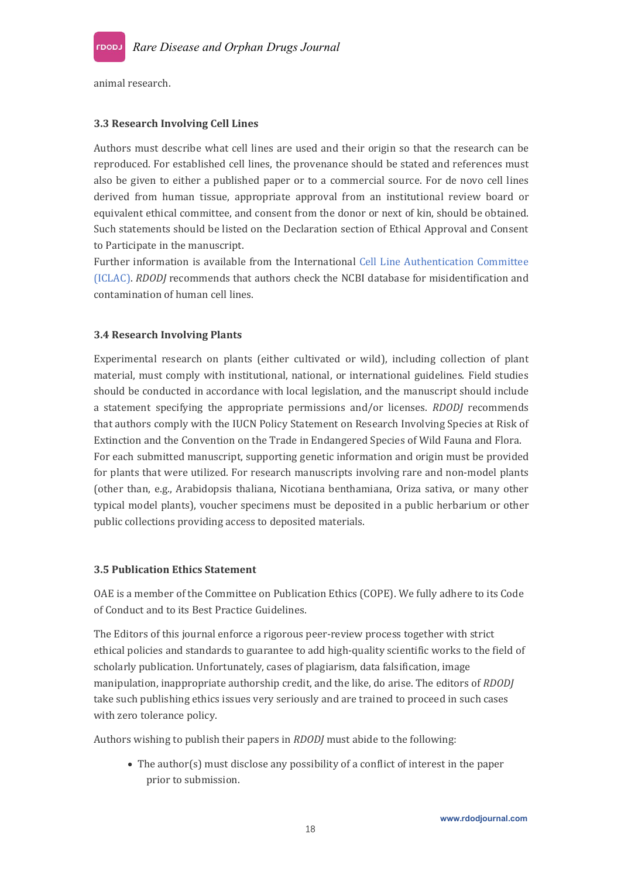animal research.

### 3.3 Research Involving Cell Lines

Authors must describe what cell lines are used and their origin so that the research can be reproduced. For established cell lines, the provenance should be stated and references must also be given to either a published paper or to a commercial source. For de novo cell lines derived from human tissue, appropriate approval from an institutional review board or equivalent ethical committee, and consent from the donor or next of kin, should be obtained. Such statements should be listed on the Declaration section of Ethical Approval and Consent to Participate in the manuscript.

Further information is available from the International Cell Line Authentication Committee (ICLAC). *RDODJ* recommends that authors check the NCBI database for misidentification and contamination of human cell lines.

### 3.4 Research Involving Plants

Experimental research on plants (either cultivated or wild), including collection of plant material, must comply with institutional, national, or international guidelines. Field studies should be conducted in accordance with local legislation, and the manuscript should include a statement specifying the appropriate permissions and/or licenses. *RDODJ* recommends that authors comply with the IUCN Policy Statement on Research Involving Species at Risk of Extinction and the Convention on the Trade in Endangered Species of Wild Fauna and Flora.

For each submitted manuscript, supporting genetic information and origin must be provided for plants that were utilized. For research manuscripts involving rare and non-model plants (other than, e.g., Arabidopsis thaliana, Nicotiana benthamiana, Oriza sativa, or many other typical model plants), voucher specimens must be deposited in a public herbarium or other public collections providing access to deposited materials.

### 3.5 Publication Ethics Statement

OAE is a member of the Committee on Publication Ethics (COPE). We fully adhere to its Code of Conduct and to its Best Practice Guidelines.

The Editors of this journal enforce a rigorous peer-review process together with strict ethical policies and standards to guarantee to add high-quality scientific works to the field of scholarly publication. Unfortunately, cases of plagiarism, data falsification, image manipulation, inappropriate authorship credit, and the like, do arise. The editors of *RDODJ* take such publishing ethics issues very seriously and are trained to proceed in such cases with zero tolerance policy.

Authors wishing to publish their papers in *RDODJ* must abide to the following:

- The author(s) must disclose any possibility of a conflict of interest in the paper prior to submission.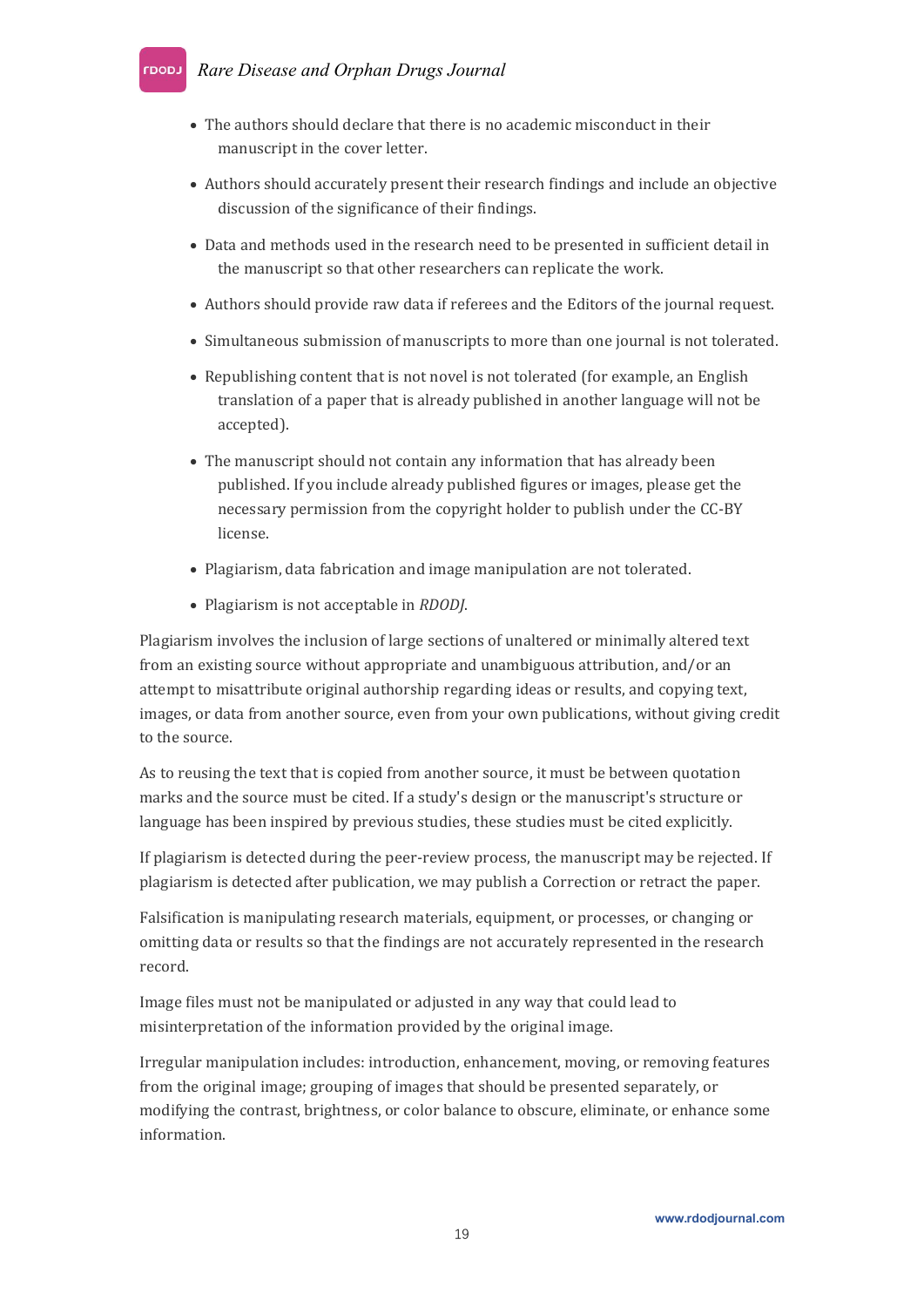- The authors should declare that there is no academic misconduct in their manuscript in the cover letter.
- Authors should accurately present their research findings and include an objective discussion of the significance of their findings.
- Data and methods used in the research need to be presented in sufficient detail in the manuscript so that other researchers can replicate the work.
- Authors should provide raw data if referees and the Editors of the journal request.
- Simultaneous submission of manuscripts to more than one journal is not tolerated.
- Republishing content that is not novel is not tolerated (for example, an English translation of a paper that is already published in another language will not be accepted).
- The manuscript should not contain any information that has already been published. If you include already published figures or images, please get the necessary permission from the copyright holder to publish under the CC-BY license.
- Plagiarism, data fabrication and image manipulation are not tolerated.
- Plagiarism is not acceptable in *RDODJ*.

Plagiarism involves the inclusion of large sections of unaltered or minimally altered text from an existing source without appropriate and unambiguous attribution, and/or an attempt to misattribute original authorship regarding ideas or results, and copying text, images, or data from another source, even from your own publications, without giving credit to the source.

As to reusing the text that is copied from another source, it must be between quotation marks and the source must be cited. If a study's design or the manuscript's structure or language has been inspired by previous studies, these studies must be cited explicitly.

If plagiarism is detected during the peer-review process, the manuscript may be rejected. If plagiarism is detected after publication, we may publish a Correction or retract the paper.

Falsification is manipulating research materials, equipment, or processes, or changing or omitting data or results so that the findings are not accurately represented in the research record.

Image files must not be manipulated or adjusted in any way that could lead to misinterpretation of the information provided by the original image.

Irregular manipulation includes: introduction, enhancement, moving, or removing features from the original image; grouping of images that should be presented separately, or modifying the contrast, brightness, or color balance to obscure, eliminate, or enhance some information.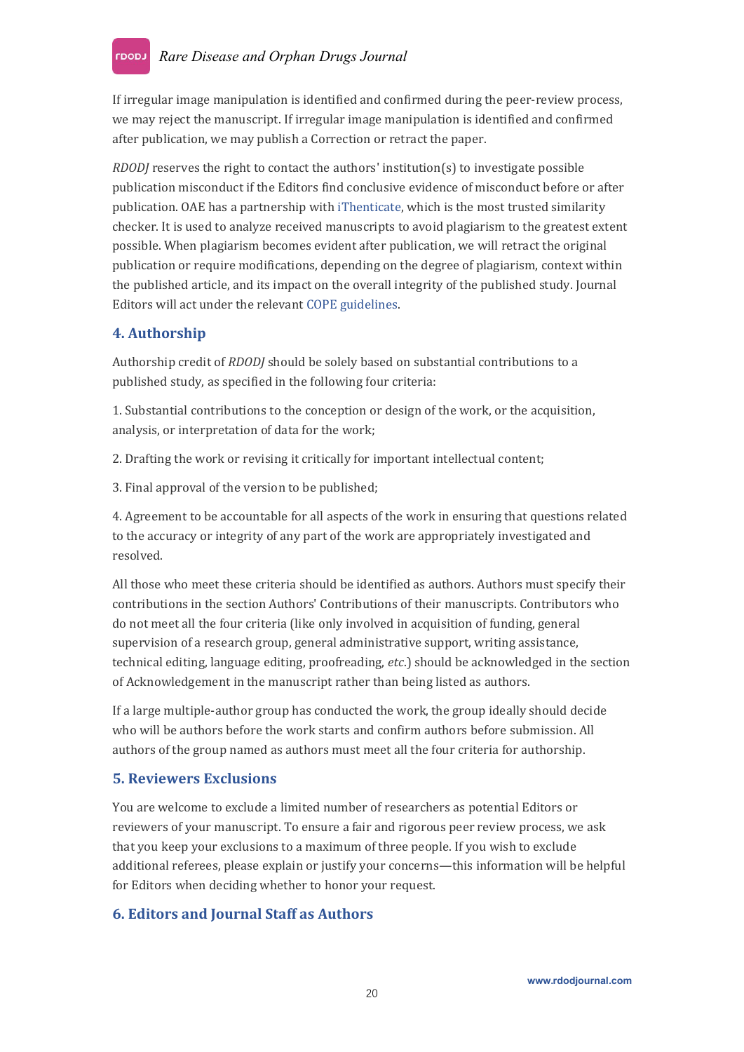If irregular image manipulation is identified and confirmed during the peer-review process, we may reject the manuscript. If irregular image manipulation is identified and confirmed after publication, we may publish a Correction or retract the paper.

*RDODJ* reserves the right to contact the authors' institution(s) to investigate possible publication misconduct if the Editors find conclusive evidence of misconduct before or after publication. OAE has a partnership with iThenticate, which is the most trusted similarity checker. It is used to analyze received manuscripts to avoid plagiarism to the greatest extent possible. When plagiarism becomes evident after publication, we will retract the original publication or require modifications, depending on the degree of plagiarism, context within the published article, and its impact on the overall integrity of the published study. Journal Editors will act under the relevant COPE guidelines.

## 4. Authorship

Authorship credit of *RDODJ* should be solely based on substantial contributions to a published study, as specified in the following four criteria:

1. Substantial contributions to the conception or design of the work, or the acquisition, analysis, or interpretation of data for the work;

2. Drafting the work or revising it critically for important intellectual content;

3. Final approval of the version to be published;

4. Agreement to be accountable for all aspects of the work in ensuring that questions related to the accuracy or integrity of any part of the work are appropriately investigated and resolved.

All those who meet these criteria should be identified as authors. Authors must specify their contributions in the section Authors' Contributions of their manuscripts. Contributors who do not meet all the four criteria (like only involved in acquisition of funding, general supervision of a research group, general administrative support, writing assistance, technical editing, language editing, proofreading, *etc.*) should be acknowledged in the section of Acknowledgement in the manuscript rather than being listed as authors.

If a large multiple-author group has conducted the work, the group ideally should decide who will be authors before the work starts and confirm authors before submission. All authors of the group named as authors must meet all the four criteria for authorship.

## 5. Reviewers Exclusions

You are welcome to exclude a limited number of researchers as potential Editors or reviewers of your manuscript. To ensure a fair and rigorous peer review process, we ask that you keep your exclusions to a maximum of three people. If you wish to exclude additional referees, please explain or justify your concerns—this information will be helpful for Editors when deciding whether to honor your request.

## 6. Editors and Journal Staff as Authors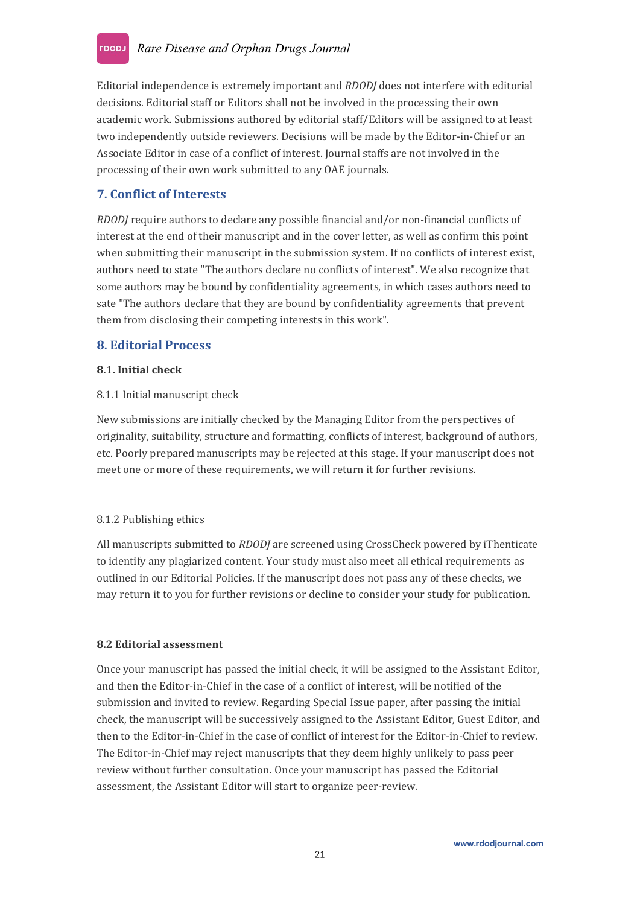Editorial independence is extremely important and *RDODJ* does not interfere with editorial decisions. Editorial staff or Editors shall not be involved in the processing their own academic work. Submissions authored by editorial staff/Editors will be assigned to at least two independently outside reviewers. Decisions will be made by the Editor-in-Chief or an Associate Editor in case of a conflict of interest. Journal staffs are not involved in the processing of their own work submitted to any OAE journals.

## 7. Conflict of Interests

*RDODJ* require authors to declare any possible financial and/or non-financial conflicts of interest at the end of their manuscript and in the cover letter, as well as confirm this point when submitting their manuscript in the submission system. If no conflicts of interest exist, authors need to state "The authors declare no conflicts of interest". We also recognize that some authors may be bound by confidentiality agreements, in which cases authors need to sate "The authors declare that they are bound by confidentiality agreements that prevent them from disclosing their competing interests in this work".

## 8. Editorial Process

### 8.1. Initial check

8.1.1 Initial manuscript check

New submissions are initially checked by the Managing Editor from the perspectives of originality, suitability, structure and formatting, conflicts of interest, background of authors, etc. Poorly prepared manuscripts may be rejected at this stage. If your manuscript does not meet one or more of these requirements, we will return it for further revisions.

8.1.2 Publishing ethics

All manuscripts submitted to *RDODJ* are screened using CrossCheck powered by iThenticate to identify any plagiarized content. Your study must also meet all ethical requirements as outlined in our Editorial Policies. If the manuscript does not pass any of these checks, we may return it to you for further revisions or decline to consider your study for publication.

### 8.2 Editorial assessment

Once your manuscript has passed the initial check, it will be assigned to the Assistant Editor, and then the Editor-in-Chief in the case of a conflict of interest, will be notified of the submission and invited to review. Regarding Special Issue paper, after passing the initial check, the manuscript will be successively assigned to the Assistant Editor, Guest Editor, and then to the Editor-in-Chief in the case of conflict of interest for the Editor-in-Chief to review. The Editor-in-Chief may reject manuscripts that they deem highly unlikely to pass peer review without further consultation. Once your manuscript has passed the Editorial assessment, the Assistant Editor will start to organize peer-review.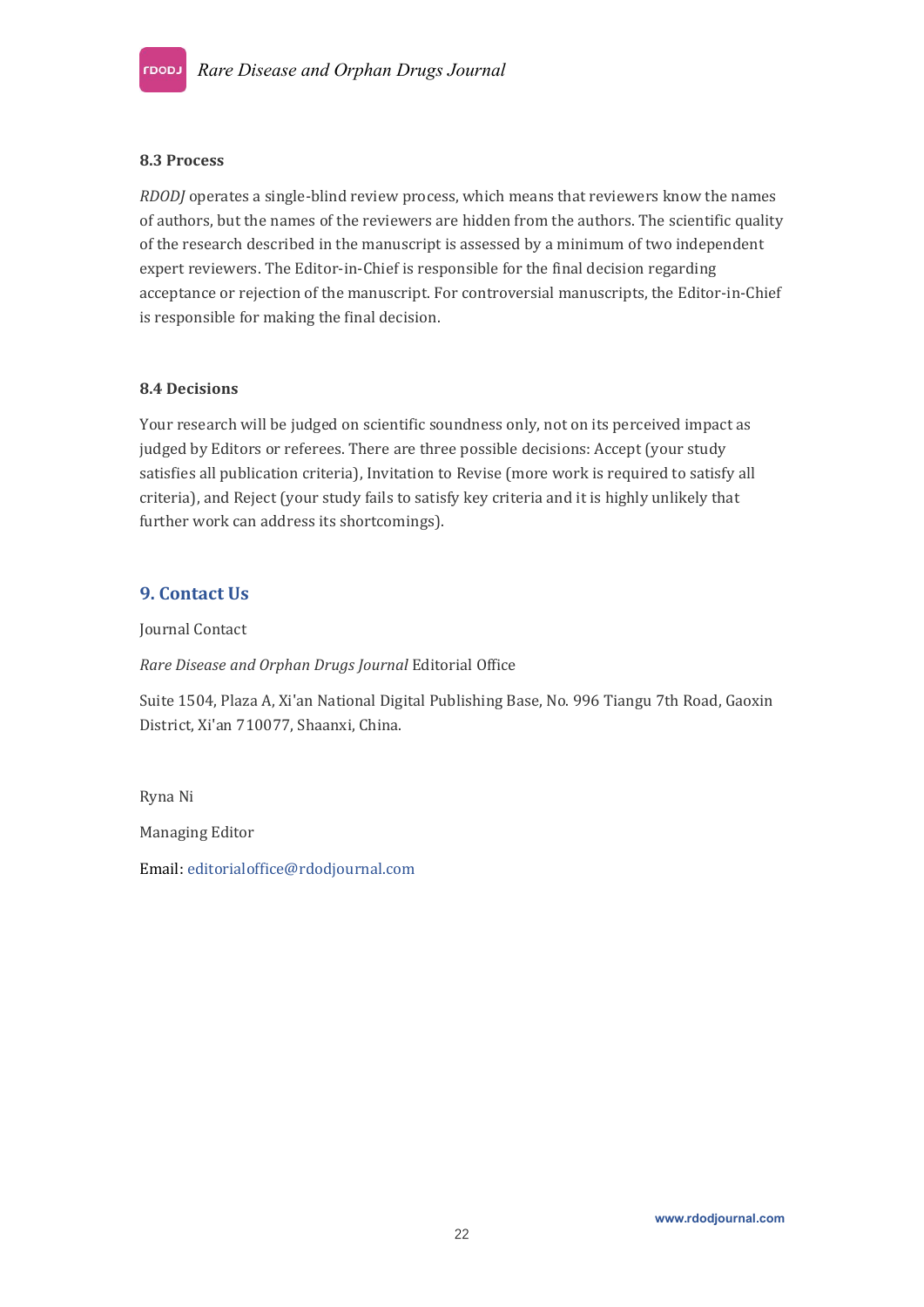### 8.3 Process

*RDODJ* operates a single-blind review process, which means that reviewers know the names of authors, but the names of the reviewers are hidden from the authors. The scientific quality of the research described in the manuscript is assessed by a minimum of two independent expert reviewers. The Editor-in-Chief is responsible for the final decision regarding acceptance or rejection of the manuscript. For controversial manuscripts, the Editor-in-Chief is responsible for making the final decision.

### 8.4 Decisions

Your research will be judged on scientific soundness only, not on its perceived impact as judged by Editors or referees. There are three possible decisions: Accept (your study satisfies all publication criteria), Invitation to Revise (more work is required to satisfy all criteria), and Reject (your study fails to satisfy key criteria and it is highly unlikely that further work can address its shortcomings).

## 9. Contact Us

Journal Contact

*Rare Disease and Orphan Drugs Journal* Editorial Office

Suite 1504, Plaza A, Xi'an National Digital Publishing Base, No. 996 Tiangu 7th Road, Gaoxin District, Xi'an 710077, Shaanxi, China.

Ryna Ni

Managing Editor

Email: editorialoffice@rdodjournal.com